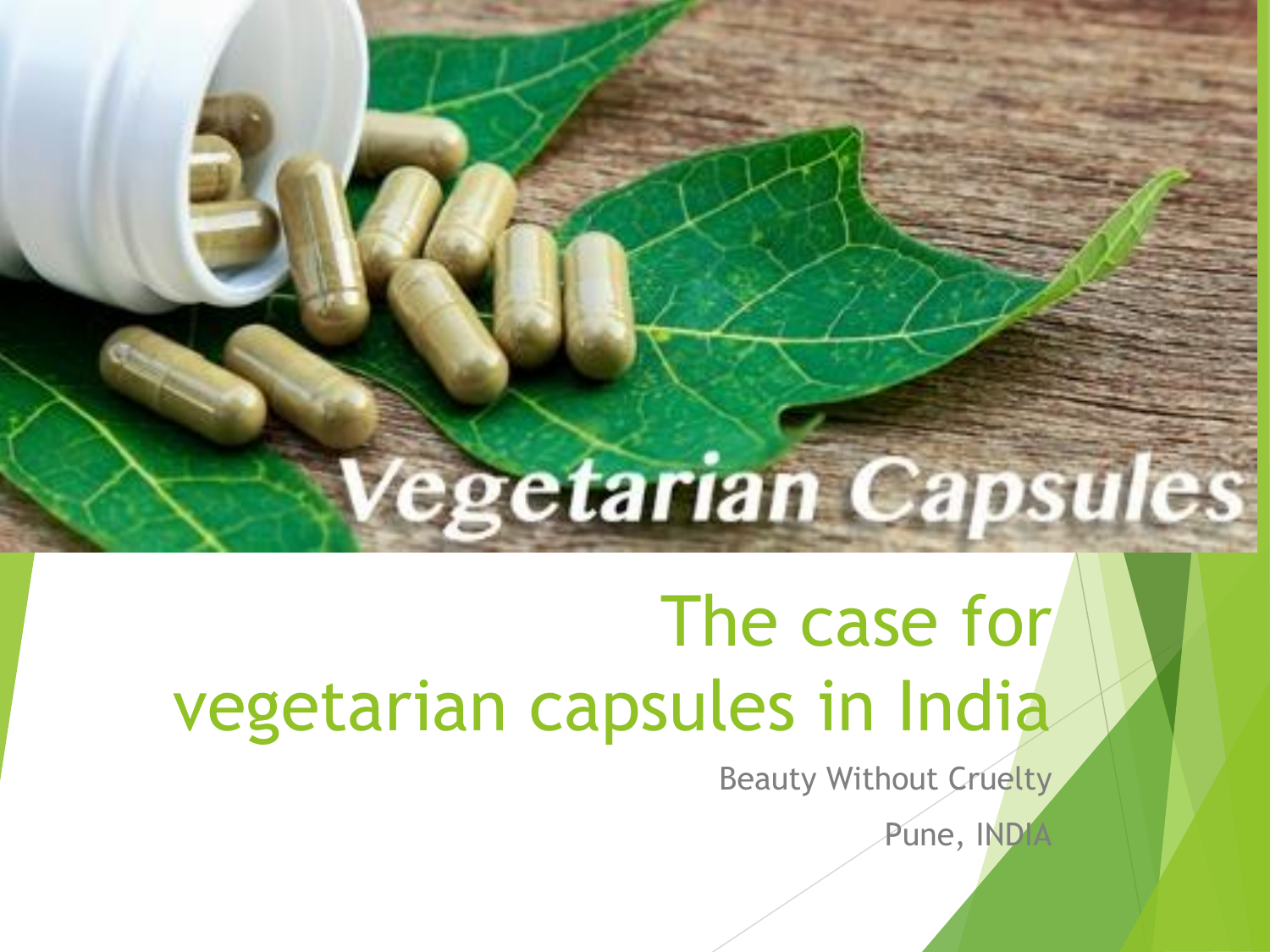# The case for vegetarian capsules in India

Beauty Without Cruelty

Pune, INDIA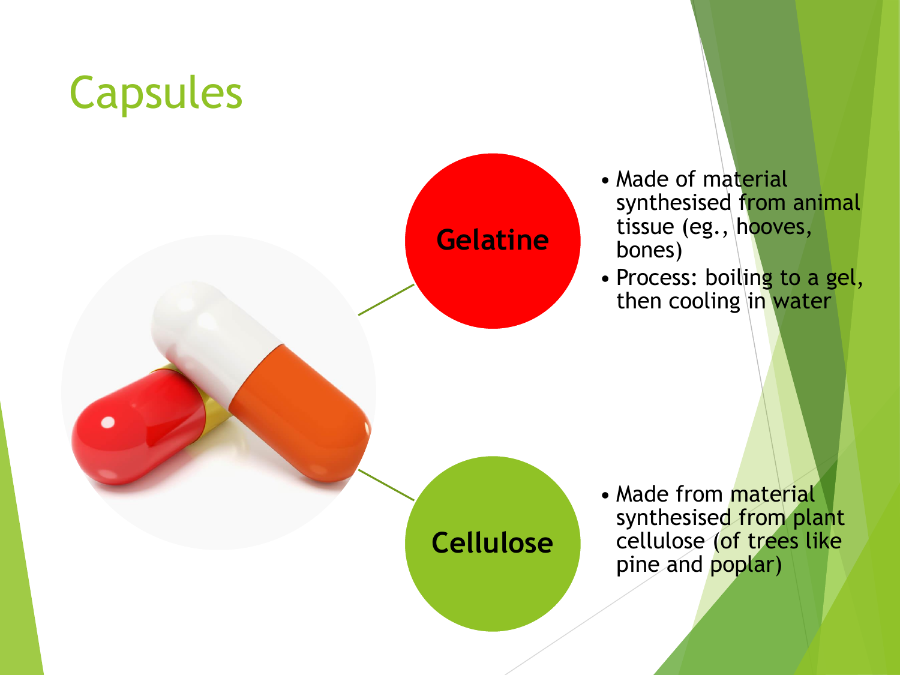# Capsules

**Gelatine**

- Made of material synthesised from animal tissue (eg., hooves, bones)
- Process: boiling to a gel, then cooling in water

**Cellulose**

- Made from material synthesised from plant cellulose (of trees like pine and poplar)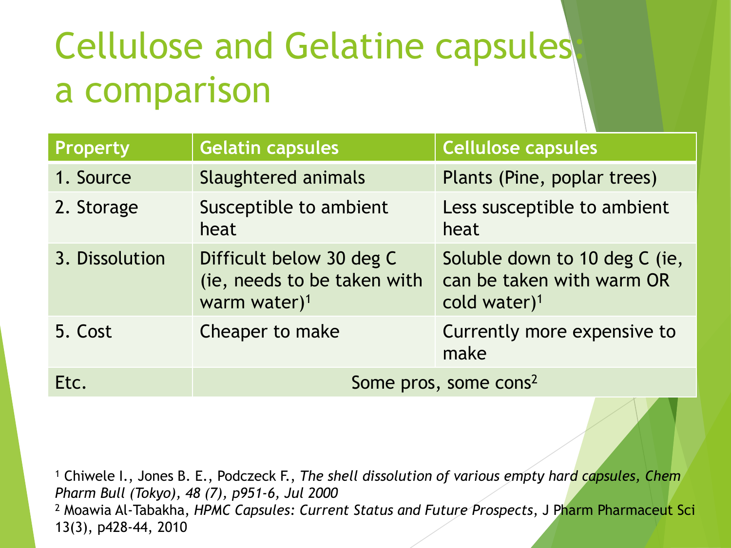# Cellulose and Gelatine capsules: a comparison

| Property | Gelatin capsules | Cellulose capsules |
|---|---|---|
| 1. Source | Slaughtered animals | Plants (Pine, poplar trees) |
| 2. Storage | Susceptible to ambient heat | Less susceptible to ambient heat |
| 3. Dissolution | Difficult below 30 deg C (ie, needs to be taken with warm water)[1] | Soluble down to 10 deg C (ie, can be taken with warm OR cold water)[1] |
| 5. Cost | Cheaper to make | Currently more expensive to make |
| Etc. | Some pros, some cons[2] | |

[1] Chiwele I., Jones B. E., Podczeck F., *The shell dissolution of various empty hard capsules, Chem Pharm Bull (Tokyo), 48 (7), p951-6, Jul 2000*

[2] Moawia Al-Tabakha, *HPMC Capsules: Current Status and Future Prospects*, J Pharm Pharmaceut Sci 13(3), p428-44, 2010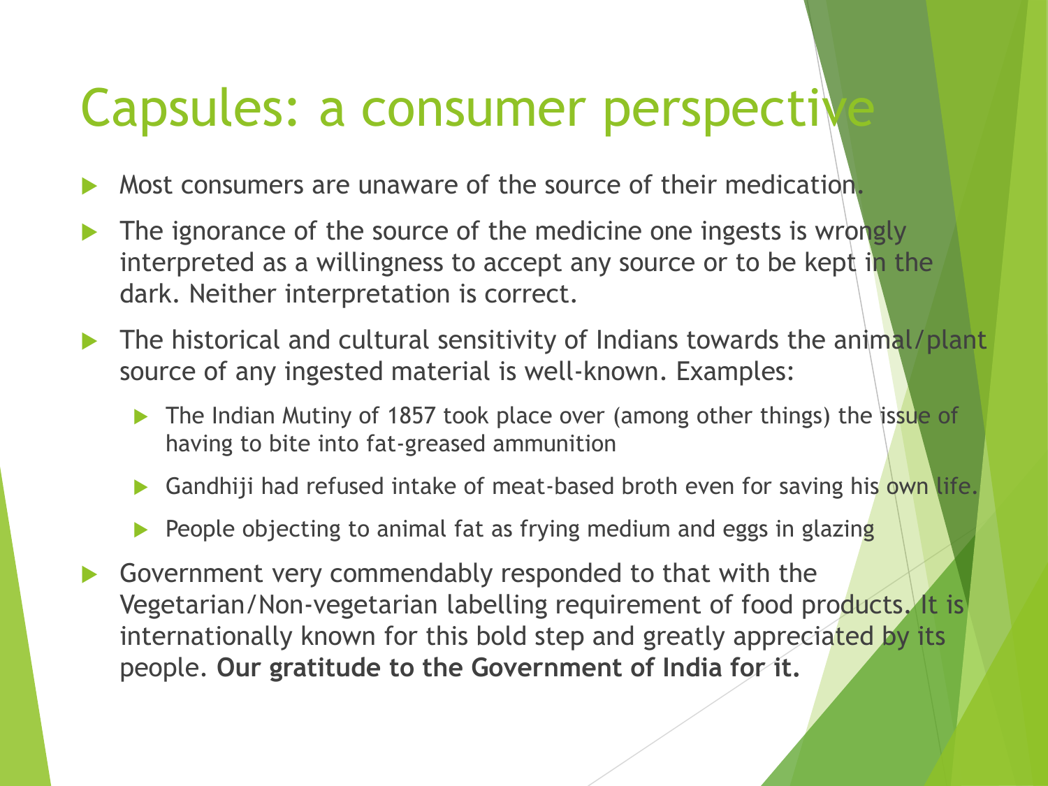# Capsules: a consumer perspective

- Most consumers are unaware of the source of their medication.
- The ignorance of the source of the medicine one ingests is wrongly interpreted as a willingness to accept any source or to be kept in the dark. Neither interpretation is correct.
- The historical and cultural sensitivity of Indians towards the animal/plant source of any ingested material is well-known. Examples:
  - The Indian Mutiny of 1857 took place over (among other things) the issue of having to bite into fat-greased ammunition
  - Gandhiji had refused intake of meat-based broth even for saving his own life.
  - People objecting to animal fat as frying medium and eggs in glazing
- Government very commendably responded to that with the Vegetarian/Non-vegetarian labelling requirement of food products. It is internationally known for this bold step and greatly appreciated by its people. **Our gratitude to the Government of India for it.**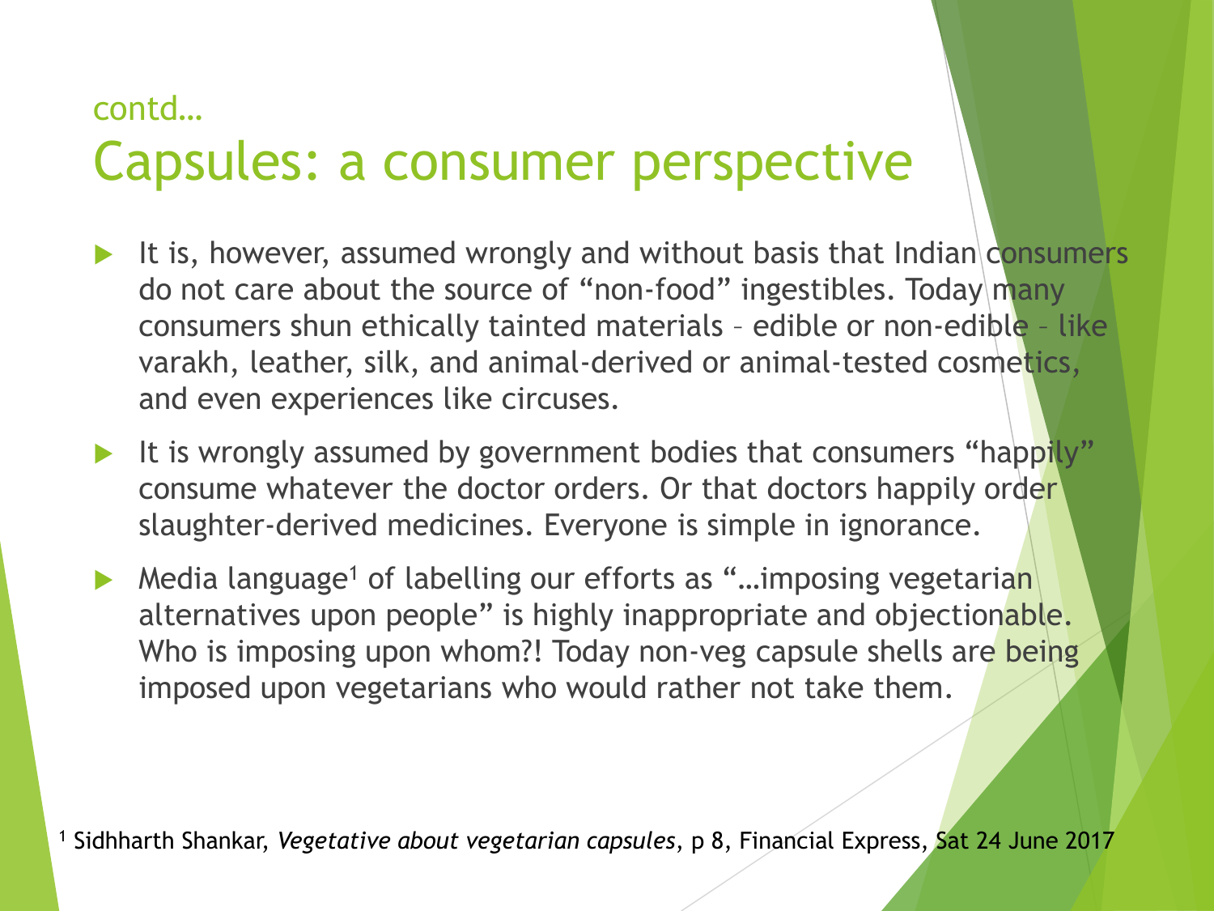contd…

# Capsules: a consumer perspective

- It is, however, assumed wrongly and without basis that Indian consumers do not care about the source of “non-food” ingestibles. Today many consumers shun ethically tainted materials – edible or non-edible – like varakh, leather, silk, and animal-derived or animal-tested cosmetics, and even experiences like circuses.
- It is wrongly assumed by government bodies that consumers “happily” consume whatever the doctor orders. Or that doctors happily order slaughter-derived medicines. Everyone is simple in ignorance.
- Media language[1] of labelling our efforts as “…imposing vegetarian alternatives upon people” is highly inappropriate and objectionable. Who is imposing upon whom?! Today non-veg capsule shells are being imposed upon vegetarians who would rather not take them.

[1] Sidhharth Shankar, *Vegetative about vegetarian capsules*, p 8, Financial Express, Sat 24 June 2017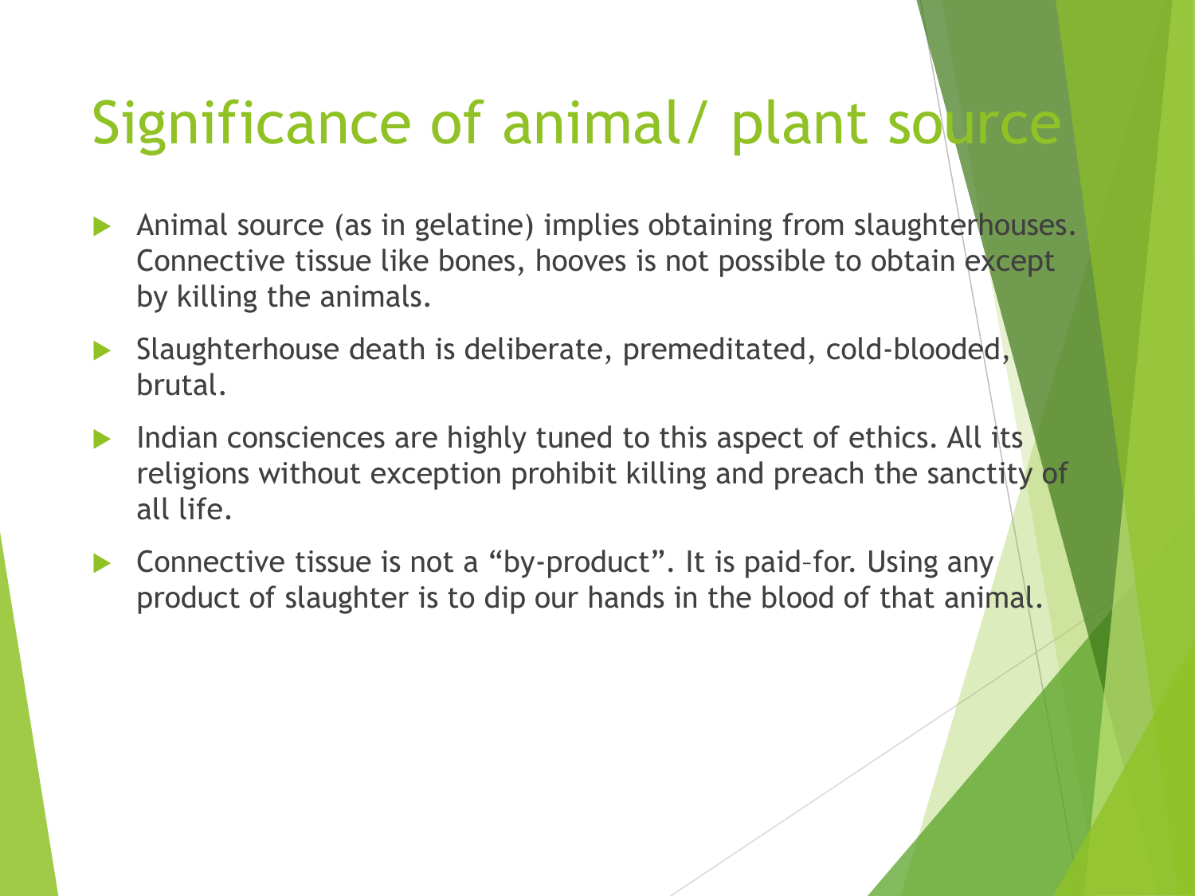# Significance of animal/ plant source

- Animal source (as in gelatine) implies obtaining from slaughterhouses. Connective tissue like bones, hooves is not possible to obtain except by killing the animals.
- Slaughterhouse death is deliberate, premeditated, cold-blooded, brutal.
- Indian consciences are highly tuned to this aspect of ethics. All its religions without exception prohibit killing and preach the sanctity of all life.
- Connective tissue is not a "by-product". It is paid–for. Using any product of slaughter is to dip our hands in the blood of that animal.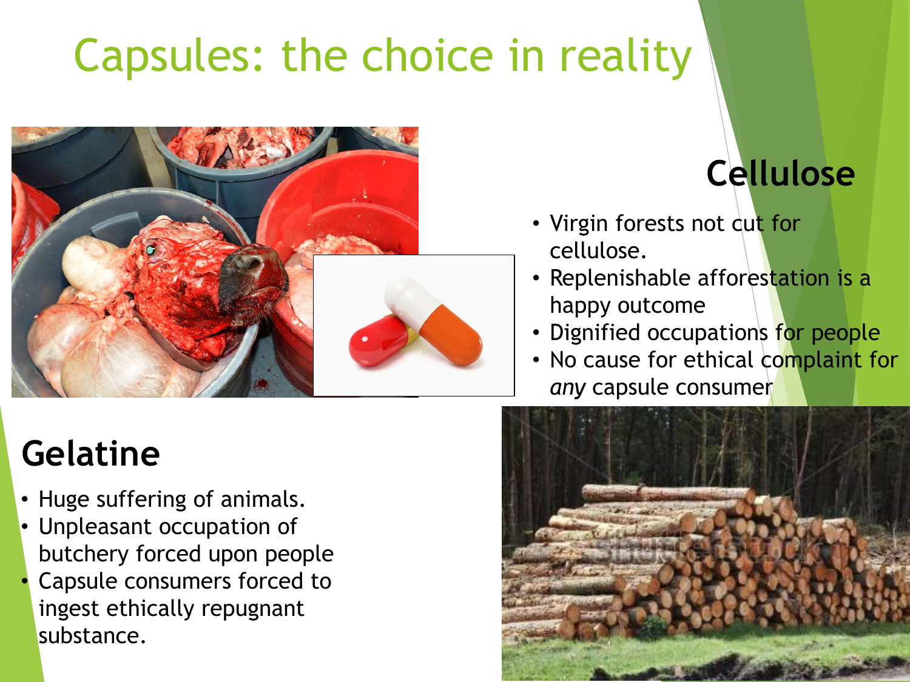# Capsules: the choice in reality

## Cellulose

- Virgin forests not cut for cellulose.
- Replenishable afforestation is a happy outcome
- Dignified occupations for people
- No cause for ethical complaint for *any* capsule consumer

## Gelatine

- Huge suffering of animals.
- Unpleasant occupation of butchery forced upon people
- Capsule consumers forced to ingest ethically repugnant substance.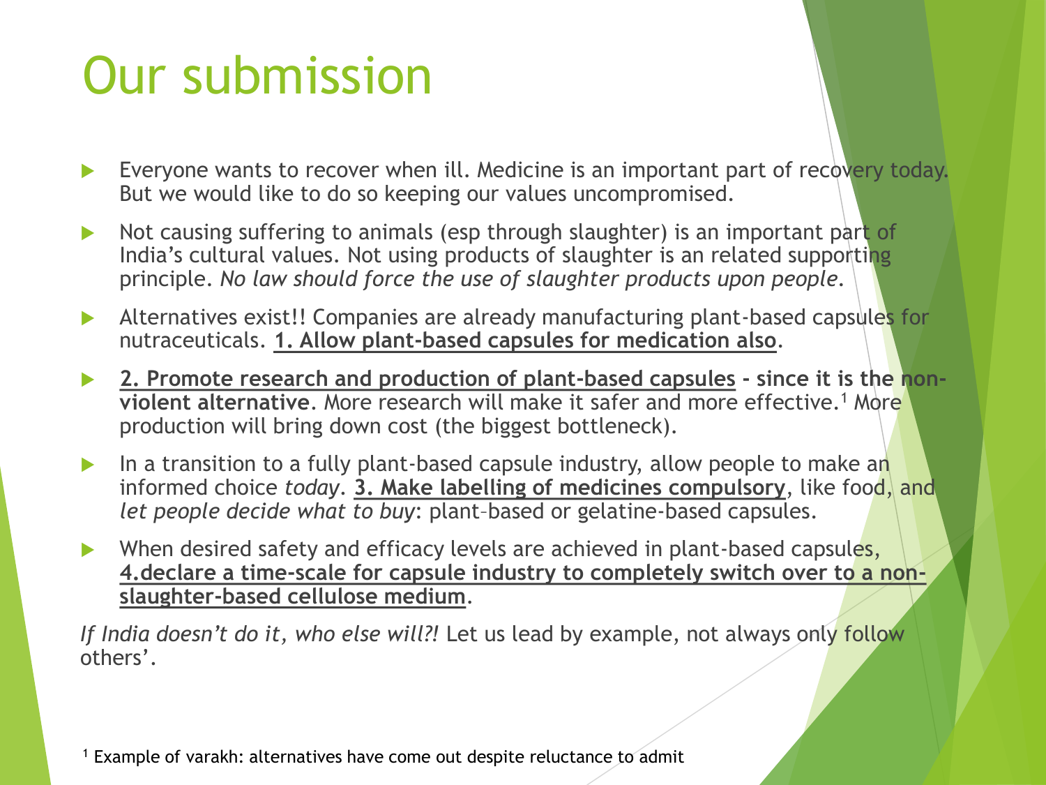# Our submission

- Everyone wants to recover when ill. Medicine is an important part of recovery today. But we would like to do so keeping our values uncompromised.
- Not causing suffering to animals (esp through slaughter) is an important part of India's cultural values. Not using products of slaughter is an related supporting principle. *No law should force the use of slaughter products upon people.*
- Alternatives exist!! Companies are already manufacturing plant-based capsules for nutraceuticals. **<u>1. Allow plant-based capsules for medication also</u>**.
- **<u>2. Promote research and production of plant-based capsules</u> - since it is the non-violent alternative**. More research will make it safer and more effective.[1] More production will bring down cost (the biggest bottleneck).
- In a transition to a fully plant-based capsule industry, allow people to make an informed choice *today*. **<u>3. Make labelling of medicines compulsory</u>**, like food, and *let people decide what to buy*: plant–based or gelatine-based capsules.
- When desired safety and efficacy levels are achieved in plant-based capsules, **<u>4.declare a time-scale for capsule industry to completely switch over to a non-slaughter-based cellulose medium</u>**.

*If India doesn't do it, who else will?!* Let us lead by example, not always only follow others'.

[1] Example of varakh: alternatives have come out despite reluctance to admit